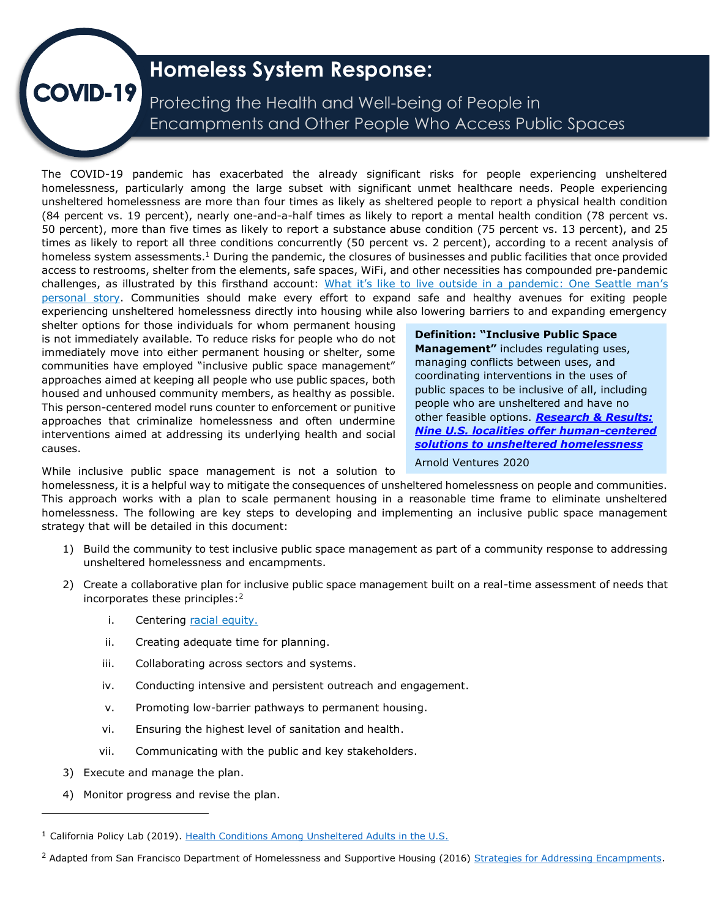# COVID-19 Homeless System Response:

## Protecting the Health and Well-being of People in Encampments and Other People Who Access Public Spaces

The COVID-19 pandemic has exacerbated the already significant risks for people experiencing unsheltered homelessness, particularly among the large subset with significant unmet healthcare needs. People experiencing unsheltered homelessness are more than four times as likely as sheltered people to report a physical health condition (84 percent vs. 19 percent), nearly one-and-a-half times as likely to report a mental health condition (78 percent vs. 50 percent), more than five times as likely to report a substance abuse condition (75 percent vs. 13 percent), and 25 times as likely to report all three conditions concurrently (50 percent vs. 2 percent), according to a recent analysis of homeless system assessments.[1] During the pandemic, the closures of businesses and public facilities that once provided access to restrooms, shelter from the elements, safe spaces, WiFi, and other necessities has compounded pre-pandemic challenges, as illustrated by this firsthand account: [What it's like to live outside in a pandemic: One Seattle man's personal story](). Communities should make every effort to expand safe and healthy avenues for exiting people experiencing unsheltered homelessness directly into housing while also lowering barriers to and expanding emergency shelter options for those individuals for whom permanent housing is not immediately available. To reduce risks for people who do not immediately move into either permanent housing or shelter, some communities have employed "inclusive public space management" approaches aimed at keeping all people who use public spaces, both housed and unhoused community members, as healthy as possible. This person-centered model runs counter to enforcement or punitive approaches that criminalize homelessness and often undermine interventions aimed at addressing its underlying health and social causes.

> **Definition: "Inclusive Public Space Management"** includes regulating uses, managing conflicts between uses, and coordinating interventions in the uses of public spaces to be inclusive of all, including people who are unsheltered and have no other feasible options. ***[Research & Results: Nine U.S. localities offer human-centered solutions to unsheltered homelessness]()***
>
> Arnold Ventures 2020

While inclusive public space management is not a solution to homelessness, it is a helpful way to mitigate the consequences of unsheltered homelessness on people and communities. This approach works with a plan to scale permanent housing in a reasonable time frame to eliminate unsheltered homelessness. The following are key steps to developing and implementing an inclusive public space management strategy that will be detailed in this document:

1) Build the community to test inclusive public space management as part of a community response to addressing unsheltered homelessness and encampments.
2) Create a collaborative plan for inclusive public space management built on a real-time assessment of needs that incorporates these principles:[2]
    i. Centering [racial equity.]()
    ii. Creating adequate time for planning.
    iii. Collaborating across sectors and systems.
    iv. Conducting intensive and persistent outreach and engagement.
    v. Promoting low-barrier pathways to permanent housing.
    vi. Ensuring the highest level of sanitation and health.
    vii. Communicating with the public and key stakeholders.
3) Execute and manage the plan.
4) Monitor progress and revise the plan.

---

[1] California Policy Lab (2019). [Health Conditions Among Unsheltered Adults in the U.S.]()

[2] Adapted from San Francisco Department of Homelessness and Supportive Housing (2016) [Strategies for Addressing Encampments]().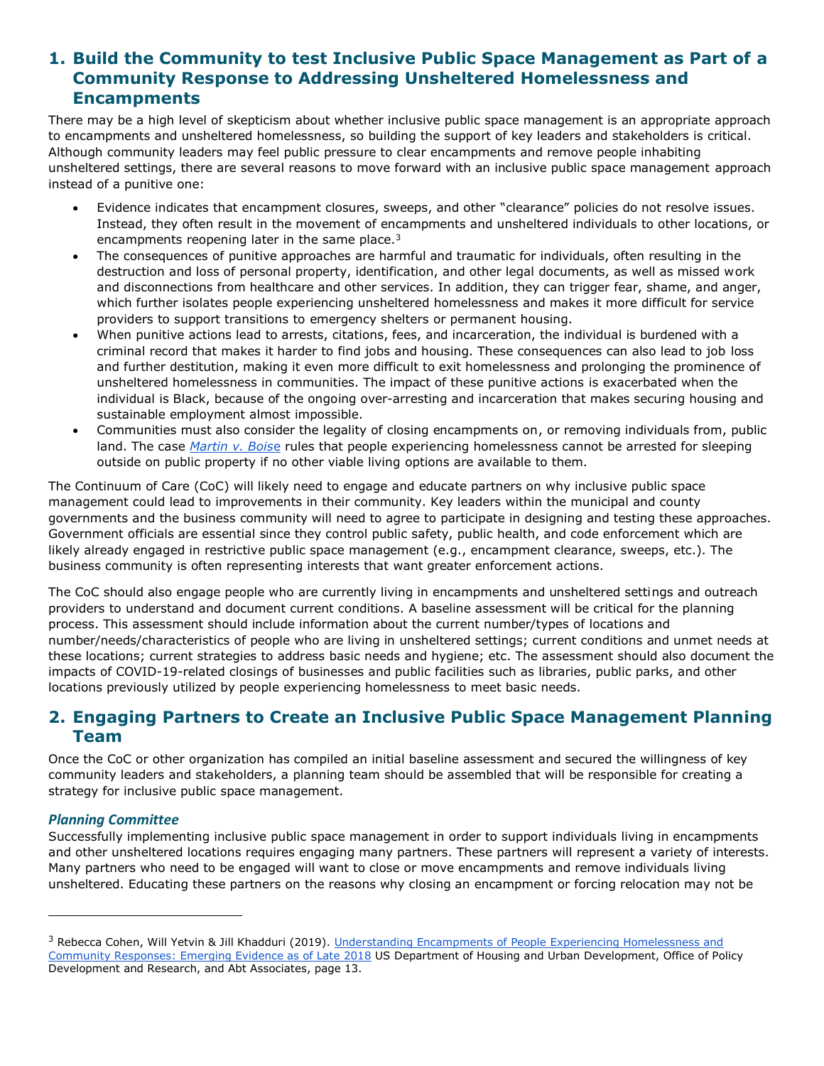## 1. Build the Community to test Inclusive Public Space Management as Part of a Community Response to Addressing Unsheltered Homelessness and Encampments

There may be a high level of skepticism about whether inclusive public space management is an appropriate approach to encampments and unsheltered homelessness, so building the support of key leaders and stakeholders is critical. Although community leaders may feel public pressure to clear encampments and remove people inhabiting unsheltered settings, there are several reasons to move forward with an inclusive public space management approach instead of a punitive one:

- Evidence indicates that encampment closures, sweeps, and other "clearance" policies do not resolve issues. Instead, they often result in the movement of encampments and unsheltered individuals to other locations, or encampments reopening later in the same place.[3]
- The consequences of punitive approaches are harmful and traumatic for individuals, often resulting in the destruction and loss of personal property, identification, and other legal documents, as well as missed work and disconnections from healthcare and other services. In addition, they can trigger fear, shame, and anger, which further isolates people experiencing unsheltered homelessness and makes it more difficult for service providers to support transitions to emergency shelters or permanent housing.
- When punitive actions lead to arrests, citations, fees, and incarceration, the individual is burdened with a criminal record that makes it harder to find jobs and housing. These consequences can also lead to job loss and further destitution, making it even more difficult to exit homelessness and prolonging the prominence of unsheltered homelessness in communities. The impact of these punitive actions is exacerbated when the individual is Black, because of the ongoing over-arresting and incarceration that makes securing housing and sustainable employment almost impossible.
- Communities must also consider the legality of closing encampments on, or removing individuals from, public land. The case *Martin v. Boise* rules that people experiencing homelessness cannot be arrested for sleeping outside on public property if no other viable living options are available to them.

The Continuum of Care (CoC) will likely need to engage and educate partners on why inclusive public space management could lead to improvements in their community. Key leaders within the municipal and county governments and the business community will need to agree to participate in designing and testing these approaches. Government officials are essential since they control public safety, public health, and code enforcement which are likely already engaged in restrictive public space management (e.g., encampment clearance, sweeps, etc.). The business community is often representing interests that want greater enforcement actions.

The CoC should also engage people who are currently living in encampments and unsheltered settings and outreach providers to understand and document current conditions. A baseline assessment will be critical for the planning process. This assessment should include information about the current number/types of locations and number/needs/characteristics of people who are living in unsheltered settings; current conditions and unmet needs at these locations; current strategies to address basic needs and hygiene; etc. The assessment should also document the impacts of COVID-19-related closings of businesses and public facilities such as libraries, public parks, and other locations previously utilized by people experiencing homelessness to meet basic needs.

## 2. Engaging Partners to Create an Inclusive Public Space Management Planning Team

Once the CoC or other organization has compiled an initial baseline assessment and secured the willingness of key community leaders and stakeholders, a planning team should be assembled that will be responsible for creating a strategy for inclusive public space management.

### *Planning Committee*

Successfully implementing inclusive public space management in order to support individuals living in encampments and other unsheltered locations requires engaging many partners. These partners will represent a variety of interests. Many partners who need to be engaged will want to close or move encampments and remove individuals living unsheltered. Educating these partners on the reasons why closing an encampment or forcing relocation may not be

---

[3] Rebecca Cohen, Will Yetvin & Jill Khadduri (2019). Understanding Encampments of People Experiencing Homelessness and Community Responses: Emerging Evidence as of Late 2018 US Department of Housing and Urban Development, Office of Policy Development and Research, and Abt Associates, page 13.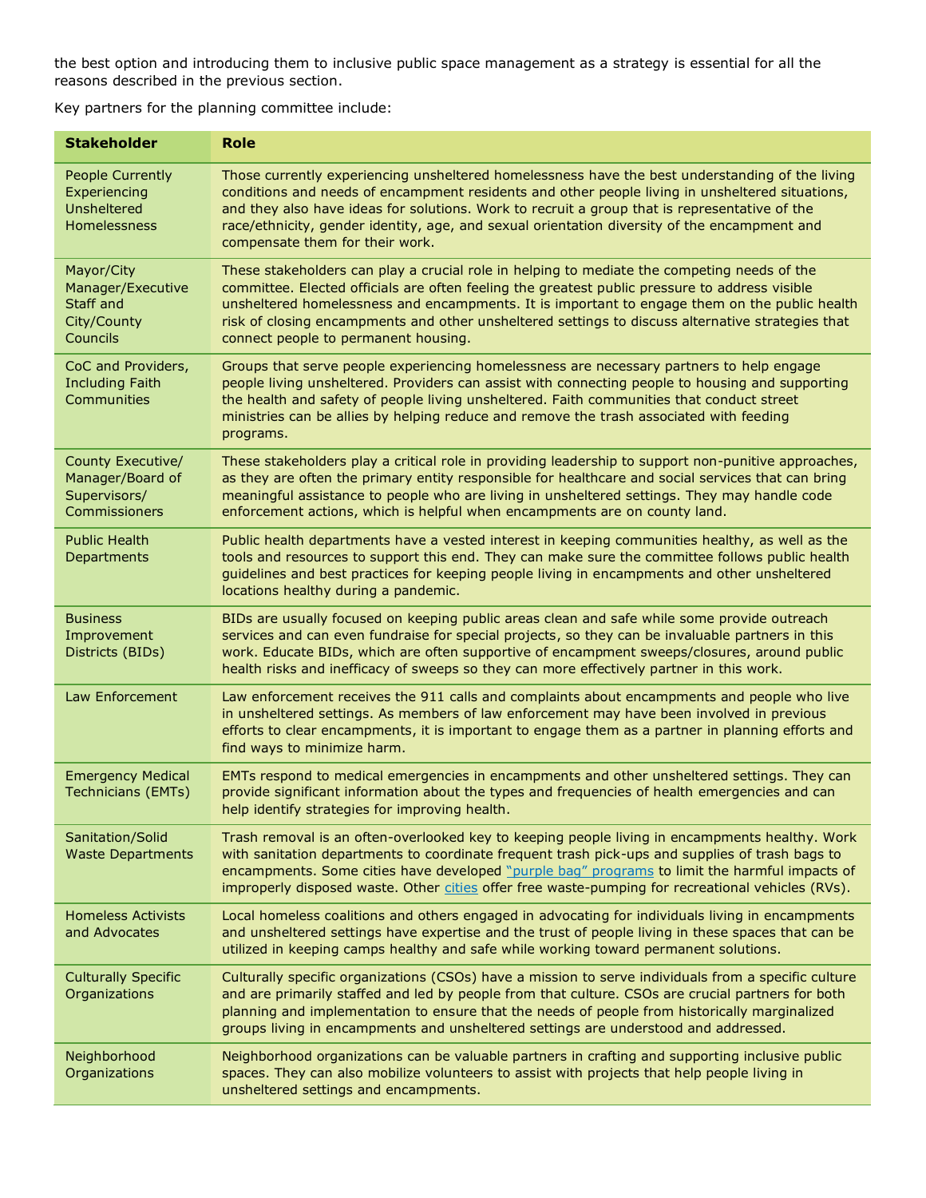the best option and introducing them to inclusive public space management as a strategy is essential for all the reasons described in the previous section.

Key partners for the planning committee include:

| Stakeholder | Role |
|---|---|
| People Currently Experiencing Unsheltered Homelessness | Those currently experiencing unsheltered homelessness have the best understanding of the living conditions and needs of encampment residents and other people living in unsheltered situations, and they also have ideas for solutions. Work to recruit a group that is representative of the race/ethnicity, gender identity, age, and sexual orientation diversity of the encampment and compensate them for their work. |
| Mayor/City Manager/Executive Staff and City/County Councils | These stakeholders can play a crucial role in helping to mediate the competing needs of the committee. Elected officials are often feeling the greatest public pressure to address visible unsheltered homelessness and encampments. It is important to engage them on the public health risk of closing encampments and other unsheltered settings to discuss alternative strategies that connect people to permanent housing. |
| CoC and Providers, Including Faith Communities | Groups that serve people experiencing homelessness are necessary partners to help engage people living unsheltered. Providers can assist with connecting people to housing and supporting the health and safety of people living unsheltered. Faith communities that conduct street ministries can be allies by helping reduce and remove the trash associated with feeding programs. |
| County Executive/ Manager/Board of Supervisors/ Commissioners | These stakeholders play a critical role in providing leadership to support non-punitive approaches, as they are often the primary entity responsible for healthcare and social services that can bring meaningful assistance to people who are living in unsheltered settings. They may handle code enforcement actions, which is helpful when encampments are on county land. |
| Public Health Departments | Public health departments have a vested interest in keeping communities healthy, as well as the tools and resources to support this end. They can make sure the committee follows public health guidelines and best practices for keeping people living in encampments and other unsheltered locations healthy during a pandemic. |
| Business Improvement Districts (BIDs) | BIDs are usually focused on keeping public areas clean and safe while some provide outreach services and can even fundraise for special projects, so they can be invaluable partners in this work. Educate BIDs, which are often supportive of encampment sweeps/closures, around public health risks and inefficacy of sweeps so they can more effectively partner in this work. |
| Law Enforcement | Law enforcement receives the 911 calls and complaints about encampments and people who live in unsheltered settings. As members of law enforcement may have been involved in previous efforts to clear encampments, it is important to engage them as a partner in planning efforts and find ways to minimize harm. |
| Emergency Medical Technicians (EMTs) | EMTs respond to medical emergencies in encampments and other unsheltered settings. They can provide significant information about the types and frequencies of health emergencies and can help identify strategies for improving health. |
| Sanitation/Solid Waste Departments | Trash removal is an often-overlooked key to keeping people living in encampments healthy. Work with sanitation departments to coordinate frequent trash pick-ups and supplies of trash bags to encampments. Some cities have developed "purple bag" programs to limit the harmful impacts of improperly disposed waste. Other cities offer free waste-pumping for recreational vehicles (RVs). |
| Homeless Activists and Advocates | Local homeless coalitions and others engaged in advocating for individuals living in encampments and unsheltered settings have expertise and the trust of people living in these spaces that can be utilized in keeping camps healthy and safe while working toward permanent solutions. |
| Culturally Specific Organizations | Culturally specific organizations (CSOs) have a mission to serve individuals from a specific culture and are primarily staffed and led by people from that culture. CSOs are crucial partners for both planning and implementation to ensure that the needs of people from historically marginalized groups living in encampments and unsheltered settings are understood and addressed. |
| Neighborhood Organizations | Neighborhood organizations can be valuable partners in crafting and supporting inclusive public spaces. They can also mobilize volunteers to assist with projects that help people living in unsheltered settings and encampments. |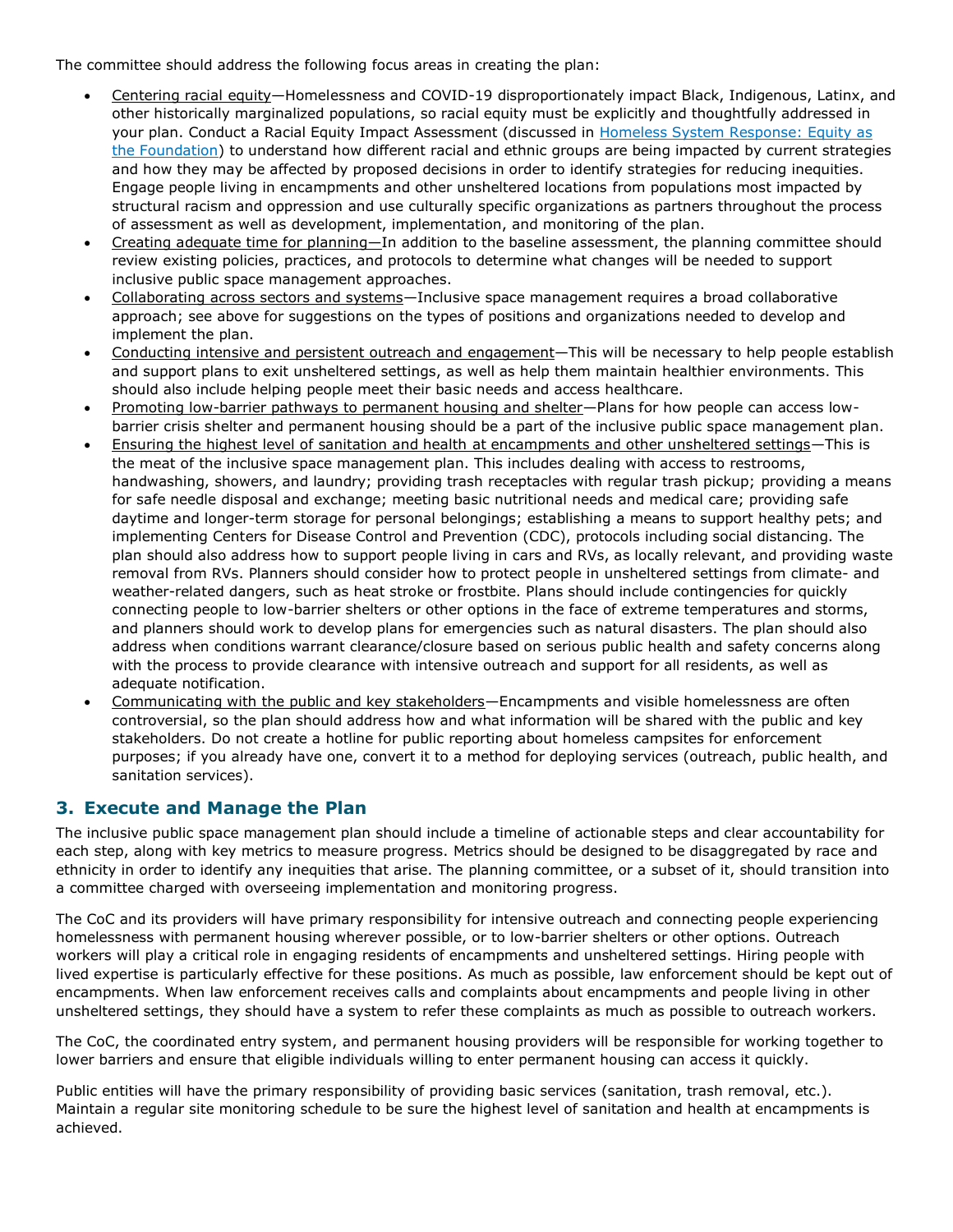The committee should address the following focus areas in creating the plan:

- Centering racial equity—Homelessness and COVID-19 disproportionately impact Black, Indigenous, Latinx, and other historically marginalized populations, so racial equity must be explicitly and thoughtfully addressed in your plan. Conduct a Racial Equity Impact Assessment (discussed in [Homeless System Response: Equity as the Foundation](#)) to understand how different racial and ethnic groups are being impacted by current strategies and how they may be affected by proposed decisions in order to identify strategies for reducing inequities. Engage people living in encampments and other unsheltered locations from populations most impacted by structural racism and oppression and use culturally specific organizations as partners throughout the process of assessment as well as development, implementation, and monitoring of the plan.
- Creating adequate time for planning—In addition to the baseline assessment, the planning committee should review existing policies, practices, and protocols to determine what changes will be needed to support inclusive public space management approaches.
- Collaborating across sectors and systems—Inclusive space management requires a broad collaborative approach; see above for suggestions on the types of positions and organizations needed to develop and implement the plan.
- Conducting intensive and persistent outreach and engagement—This will be necessary to help people establish and support plans to exit unsheltered settings, as well as help them maintain healthier environments. This should also include helping people meet their basic needs and access healthcare.
- Promoting low-barrier pathways to permanent housing and shelter—Plans for how people can access low-barrier crisis shelter and permanent housing should be a part of the inclusive public space management plan.
- Ensuring the highest level of sanitation and health at encampments and other unsheltered settings—This is the meat of the inclusive space management plan. This includes dealing with access to restrooms, handwashing, showers, and laundry; providing trash receptacles with regular trash pickup; providing a means for safe needle disposal and exchange; meeting basic nutritional needs and medical care; providing safe daytime and longer-term storage for personal belongings; establishing a means to support healthy pets; and implementing Centers for Disease Control and Prevention (CDC), protocols including social distancing. The plan should also address how to support people living in cars and RVs, as locally relevant, and providing waste removal from RVs. Planners should consider how to protect people in unsheltered settings from climate- and weather-related dangers, such as heat stroke or frostbite. Plans should include contingencies for quickly connecting people to low-barrier shelters or other options in the face of extreme temperatures and storms, and planners should work to develop plans for emergencies such as natural disasters. The plan should also address when conditions warrant clearance/closure based on serious public health and safety concerns along with the process to provide clearance with intensive outreach and support for all residents, as well as adequate notification.
- Communicating with the public and key stakeholders—Encampments and visible homelessness are often controversial, so the plan should address how and what information will be shared with the public and key stakeholders. Do not create a hotline for public reporting about homeless campsites for enforcement purposes; if you already have one, convert it to a method for deploying services (outreach, public health, and sanitation services).

## 3. Execute and Manage the Plan

The inclusive public space management plan should include a timeline of actionable steps and clear accountability for each step, along with key metrics to measure progress. Metrics should be designed to be disaggregated by race and ethnicity in order to identify any inequities that arise. The planning committee, or a subset of it, should transition into a committee charged with overseeing implementation and monitoring progress.

The CoC and its providers will have primary responsibility for intensive outreach and connecting people experiencing homelessness with permanent housing wherever possible, or to low-barrier shelters or other options. Outreach workers will play a critical role in engaging residents of encampments and unsheltered settings. Hiring people with lived expertise is particularly effective for these positions. As much as possible, law enforcement should be kept out of encampments. When law enforcement receives calls and complaints about encampments and people living in other unsheltered settings, they should have a system to refer these complaints as much as possible to outreach workers.

The CoC, the coordinated entry system, and permanent housing providers will be responsible for working together to lower barriers and ensure that eligible individuals willing to enter permanent housing can access it quickly.

Public entities will have the primary responsibility of providing basic services (sanitation, trash removal, etc.). Maintain a regular site monitoring schedule to be sure the highest level of sanitation and health at encampments is achieved.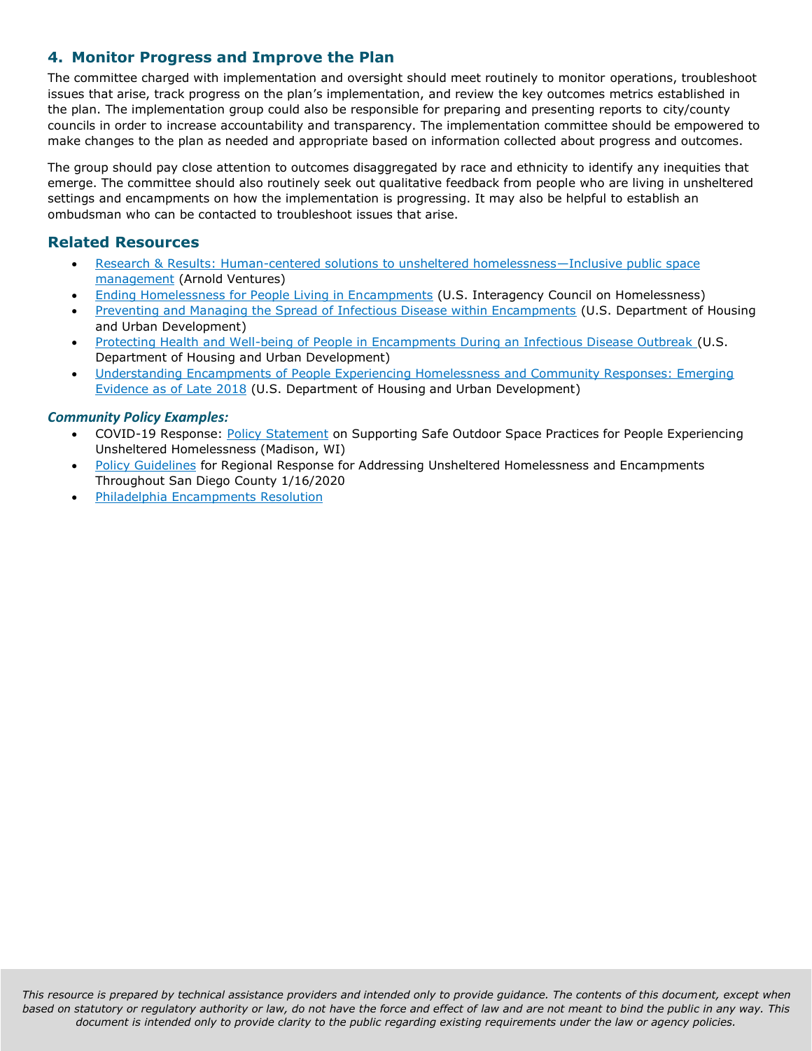## 4. Monitor Progress and Improve the Plan

The committee charged with implementation and oversight should meet routinely to monitor operations, troubleshoot issues that arise, track progress on the plan's implementation, and review the key outcomes metrics established in the plan. The implementation group could also be responsible for preparing and presenting reports to city/county councils in order to increase accountability and transparency. The implementation committee should be empowered to make changes to the plan as needed and appropriate based on information collected about progress and outcomes.

The group should pay close attention to outcomes disaggregated by race and ethnicity to identify any inequities that emerge. The committee should also routinely seek out qualitative feedback from people who are living in unsheltered settings and encampments on how the implementation is progressing. It may also be helpful to establish an ombudsman who can be contacted to troubleshoot issues that arise.

## Related Resources

- Research & Results: Human-centered solutions to unsheltered homelessness—Inclusive public space management (Arnold Ventures)
- Ending Homelessness for People Living in Encampments (U.S. Interagency Council on Homelessness)
- Preventing and Managing the Spread of Infectious Disease within Encampments (U.S. Department of Housing and Urban Development)
- Protecting Health and Well-being of People in Encampments During an Infectious Disease Outbreak (U.S. Department of Housing and Urban Development)
- Understanding Encampments of People Experiencing Homelessness and Community Responses: Emerging Evidence as of Late 2018 (U.S. Department of Housing and Urban Development)

### *Community Policy Examples:*

- COVID-19 Response: Policy Statement on Supporting Safe Outdoor Space Practices for People Experiencing Unsheltered Homelessness (Madison, WI)
- Policy Guidelines for Regional Response for Addressing Unsheltered Homelessness and Encampments Throughout San Diego County 1/16/2020
- Philadelphia Encampments Resolution

*This resource is prepared by technical assistance providers and intended only to provide guidance. The contents of this document, except when based on statutory or regulatory authority or law, do not have the force and effect of law and are not meant to bind the public in any way. This document is intended only to provide clarity to the public regarding existing requirements under the law or agency policies.*